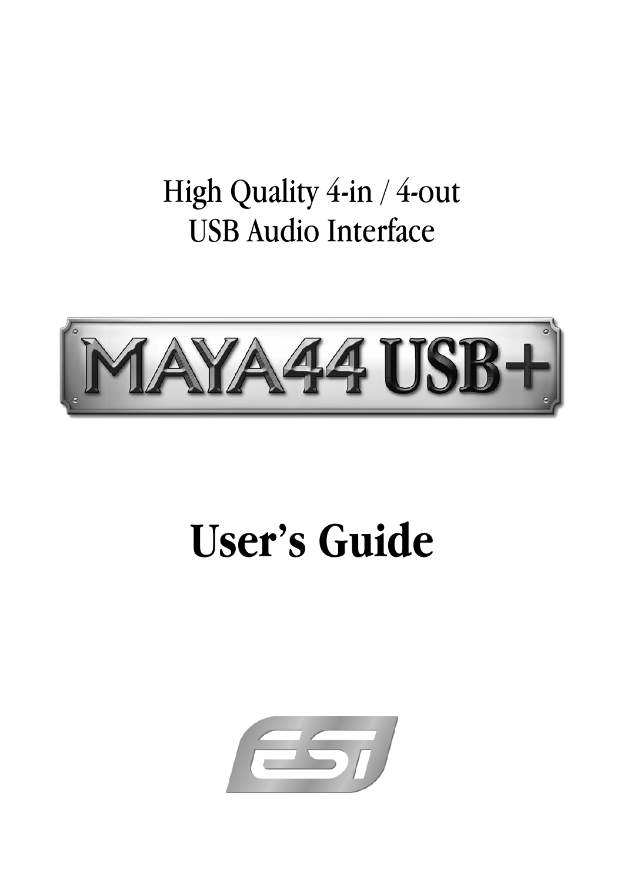High Quality 4-in / 4-out
USB Audio Interface

# MAYA44 USB+

# User's Guide

ESI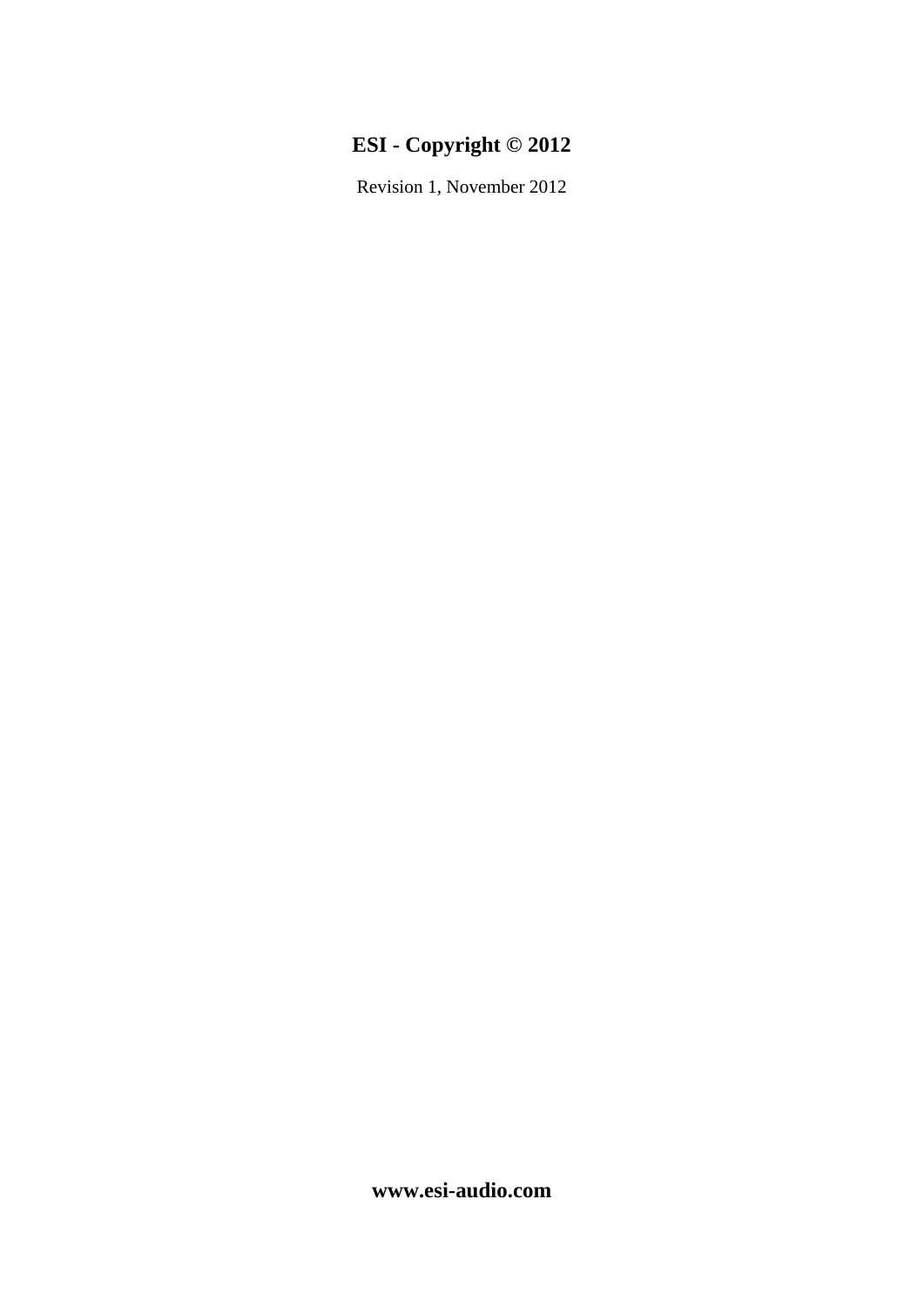**ESI - Copyright © 2012**

Revision 1, November 2012

**www.esi-audio.com**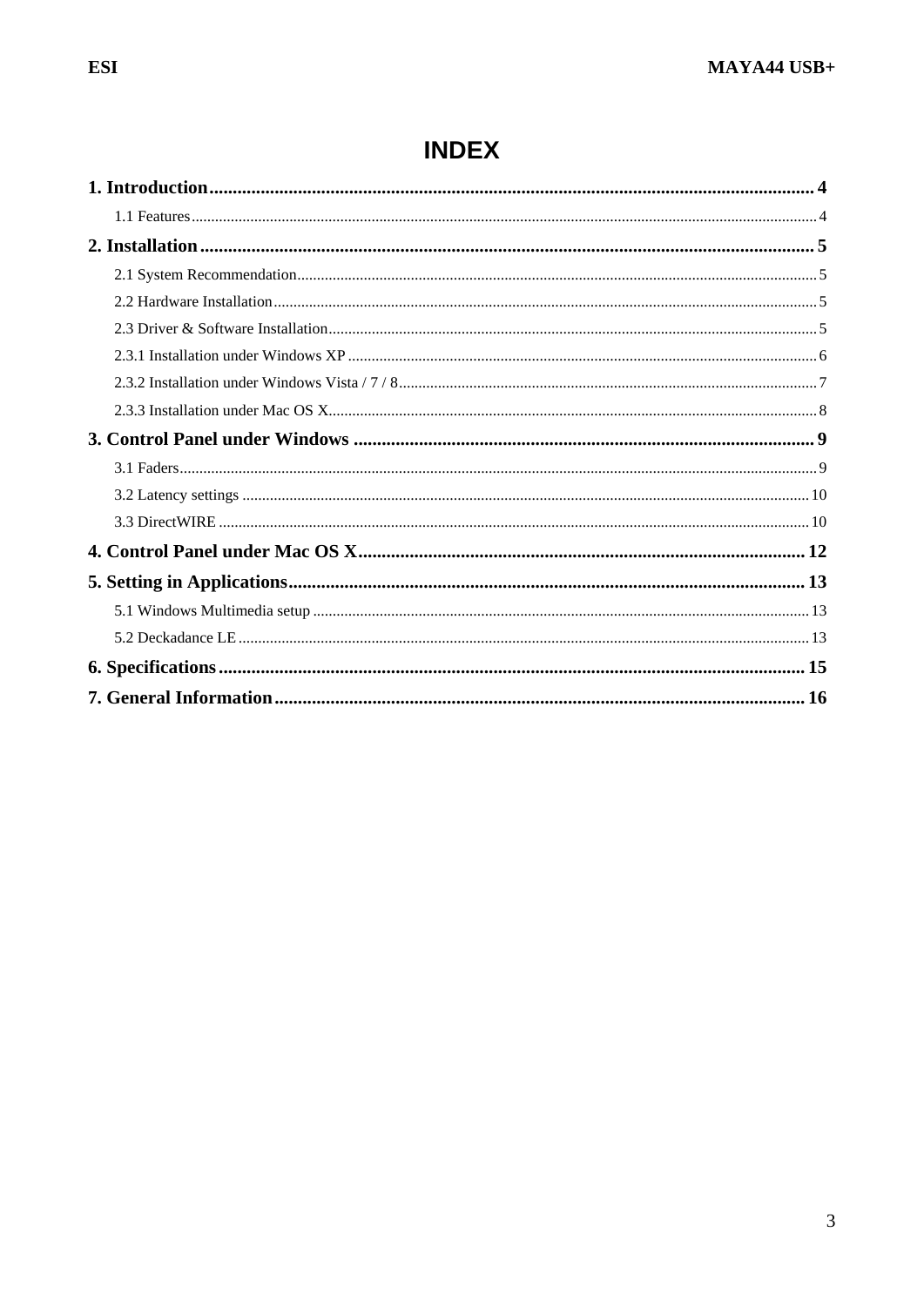# INDEX

**1. Introduction .......... 4**

1.1 Features .......... 4

**2. Installation .......... 5**

2.1 System Recommendation .......... 5

2.2 Hardware Installation .......... 5

2.3 Driver & Software Installation .......... 5

2.3.1 Installation under Windows XP .......... 6

2.3.2 Installation under Windows Vista / 7 / 8 .......... 7

2.3.3 Installation under Mac OS X .......... 8

**3. Control Panel under Windows .......... 9**

3.1 Faders .......... 9

3.2 Latency settings .......... 10

3.3 DirectWIRE .......... 10

**4. Control Panel under Mac OS X .......... 12**

**5. Setting in Applications .......... 13**

5.1 Windows Multimedia setup .......... 13

5.2 Deckadance LE .......... 13

**6. Specifications .......... 15**

**7. General Information .......... 16**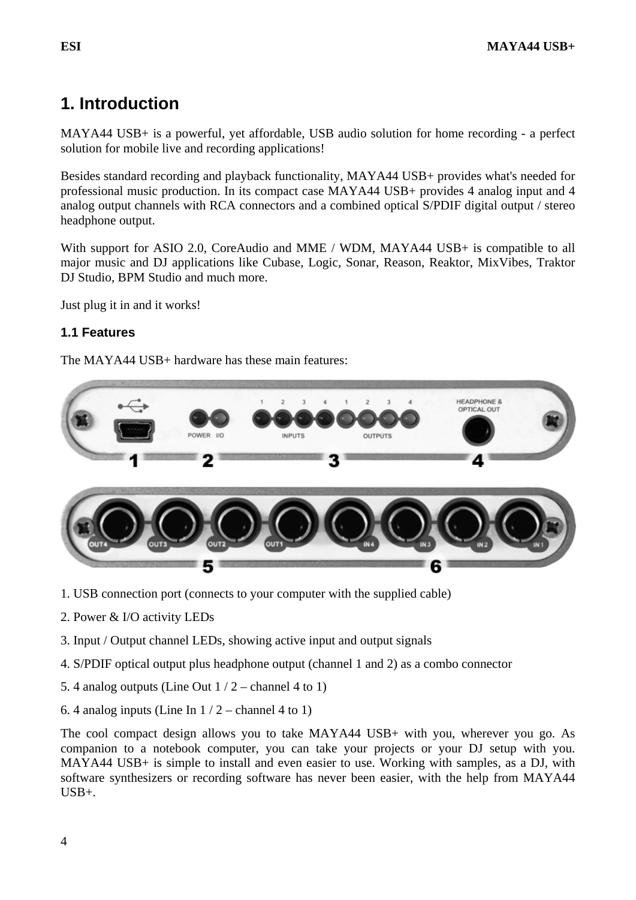# 1. Introduction

MAYA44 USB+ is a powerful, yet affordable, USB audio solution for home recording - a perfect solution for mobile live and recording applications!

Besides standard recording and playback functionality, MAYA44 USB+ provides what's needed for professional music production. In its compact case MAYA44 USB+ provides 4 analog input and 4 analog output channels with RCA connectors and a combined optical S/PDIF digital output / stereo headphone output.

With support for ASIO 2.0, CoreAudio and MME / WDM, MAYA44 USB+ is compatible to all major music and DJ applications like Cubase, Logic, Sonar, Reason, Reaktor, MixVibes, Traktor DJ Studio, BPM Studio and much more.

Just plug it in and it works!

## 1.1 Features

The MAYA44 USB+ hardware has these main features:

1. USB connection port (connects to your computer with the supplied cable)

2. Power & I/O activity LEDs

3. Input / Output channel LEDs, showing active input and output signals

4. S/PDIF optical output plus headphone output (channel 1 and 2) as a combo connector

5. 4 analog outputs (Line Out 1 / 2 – channel 4 to 1)

6. 4 analog inputs (Line In 1 / 2 – channel 4 to 1)

The cool compact design allows you to take MAYA44 USB+ with you, wherever you go. As companion to a notebook computer, you can take your projects or your DJ setup with you. MAYA44 USB+ is simple to install and even easier to use. Working with samples, as a DJ, with software synthesizers or recording software has never been easier, with the help from MAYA44 USB+.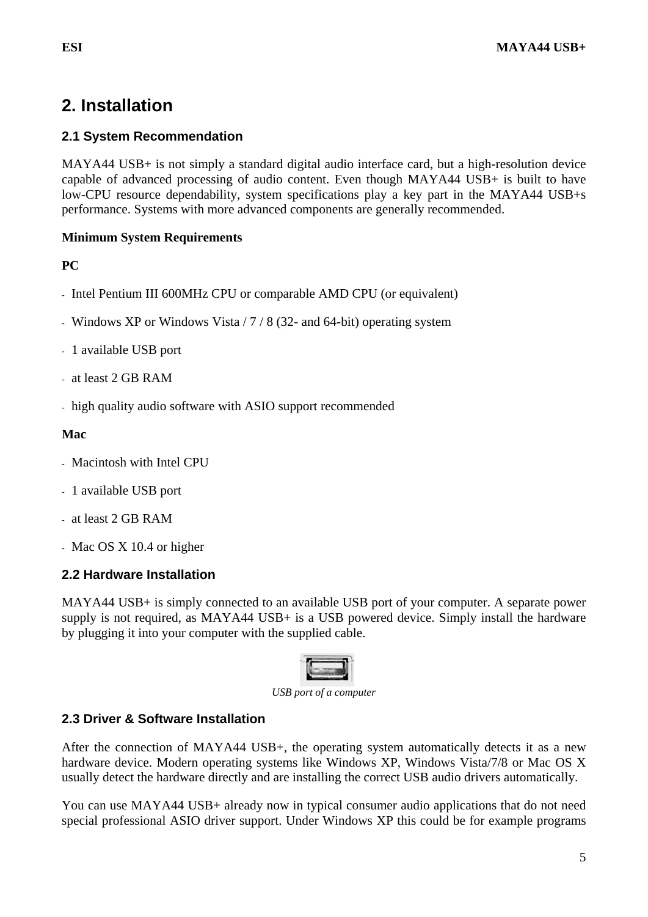# 2. Installation

## 2.1 System Recommendation

MAYA44 USB+ is not simply a standard digital audio interface card, but a high-resolution device capable of advanced processing of audio content. Even though MAYA44 USB+ is built to have low-CPU resource dependability, system specifications play a key part in the MAYA44 USB+s performance. Systems with more advanced components are generally recommended.

**Minimum System Requirements**

**PC**

- Intel Pentium III 600MHz CPU or comparable AMD CPU (or equivalent)
- Windows XP or Windows Vista / 7 / 8 (32- and 64-bit) operating system
- 1 available USB port
- at least 2 GB RAM
- high quality audio software with ASIO support recommended

**Mac**

- Macintosh with Intel CPU
- 1 available USB port
- at least 2 GB RAM
- Mac OS X 10.4 or higher

## 2.2 Hardware Installation

MAYA44 USB+ is simply connected to an available USB port of your computer. A separate power supply is not required, as MAYA44 USB+ is a USB powered device. Simply install the hardware by plugging it into your computer with the supplied cable.

*USB port of a computer*

## 2.3 Driver & Software Installation

After the connection of MAYA44 USB+, the operating system automatically detects it as a new hardware device. Modern operating systems like Windows XP, Windows Vista/7/8 or Mac OS X usually detect the hardware directly and are installing the correct USB audio drivers automatically.

You can use MAYA44 USB+ already now in typical consumer audio applications that do not need special professional ASIO driver support. Under Windows XP this could be for example programs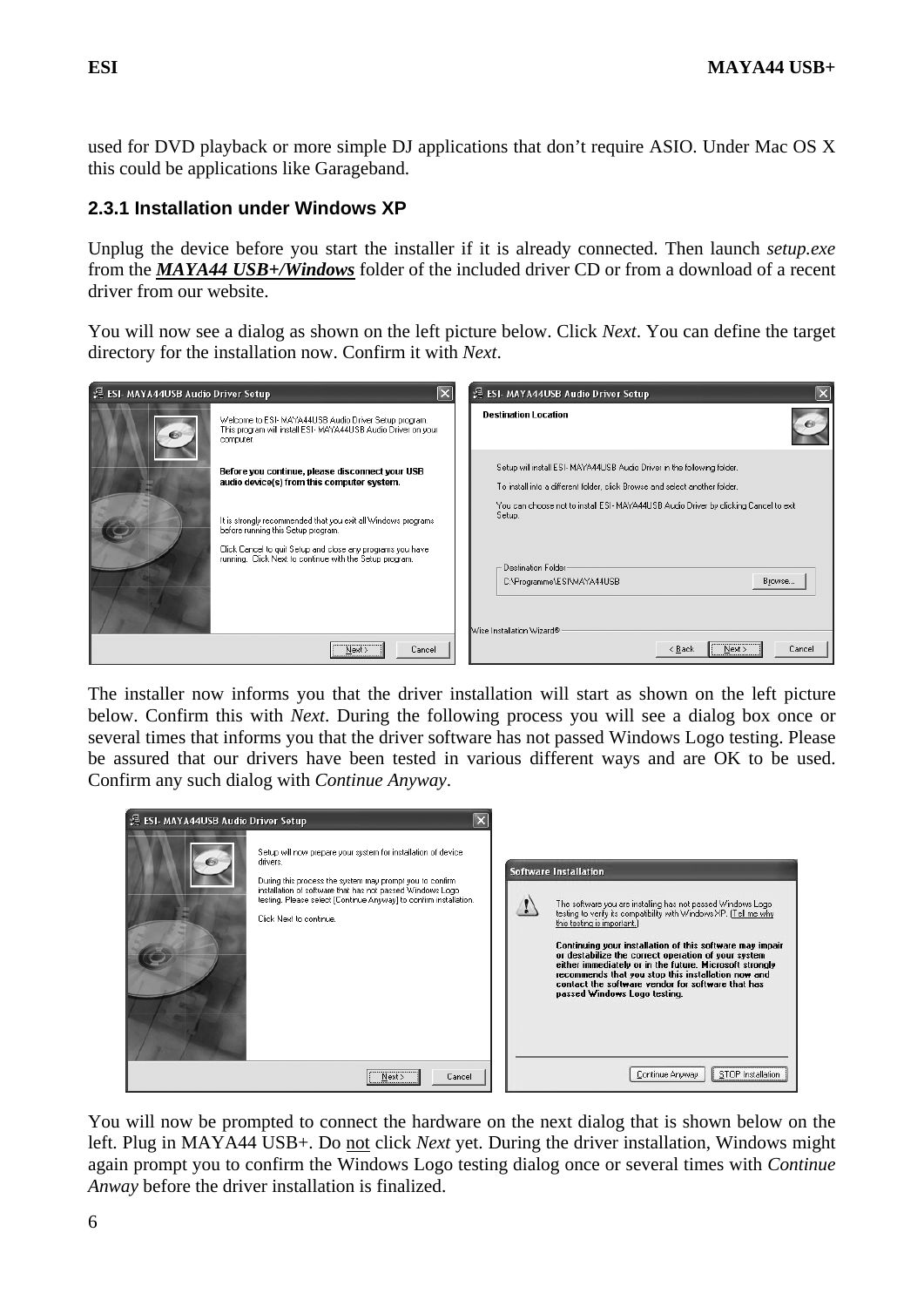used for DVD playback or more simple DJ applications that don't require ASIO. Under Mac OS X this could be applications like Garageband.

### 2.3.1 Installation under Windows XP

Unplug the device before you start the installer if it is already connected. Then launch *setup.exe* from the ***MAYA44 USB+/Windows*** folder of the included driver CD or from a download of a recent driver from our website.

You will now see a dialog as shown on the left picture below. Click *Next*. You can define the target directory for the installation now. Confirm it with *Next*.

The installer now informs you that the driver installation will start as shown on the left picture below. Confirm this with *Next*. During the following process you will see a dialog box once or several times that informs you that the driver software has not passed Windows Logo testing. Please be assured that our drivers have been tested in various different ways and are OK to be used. Confirm any such dialog with *Continue Anyway*.

You will now be prompted to connect the hardware on the next dialog that is shown below on the left. Plug in MAYA44 USB+. Do not click *Next* yet. During the driver installation, Windows might again prompt you to confirm the Windows Logo testing dialog once or several times with *Continue Anway* before the driver installation is finalized.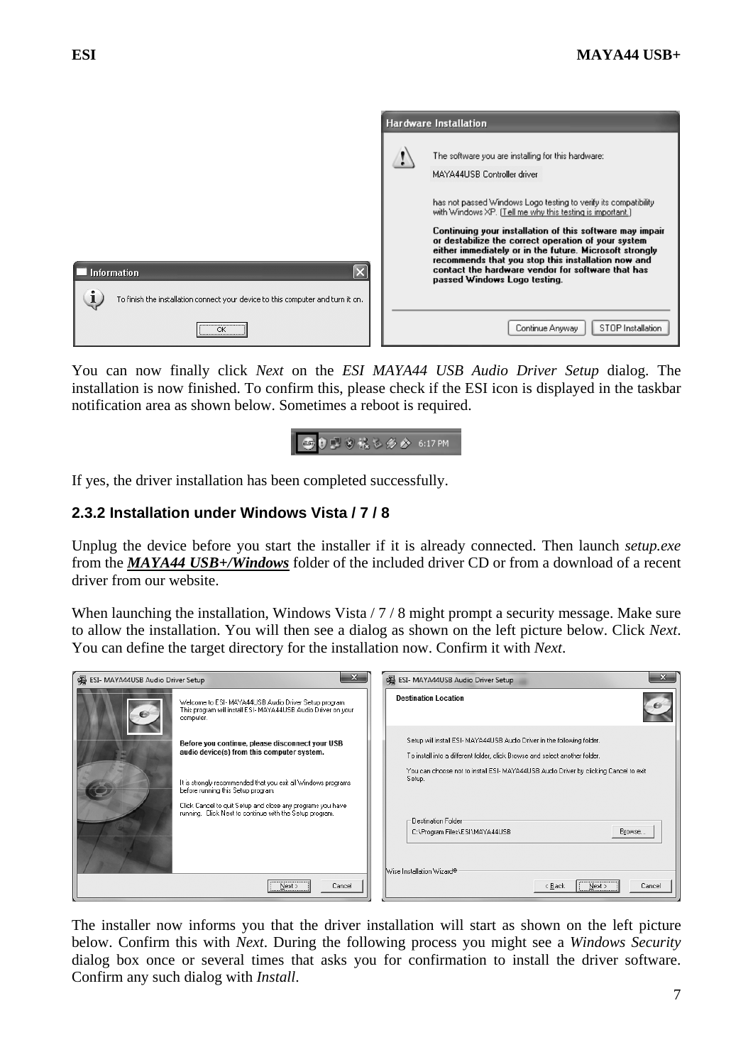You can now finally click *Next* on the *ESI MAYA44 USB Audio Driver Setup* dialog. The installation is now finished. To confirm this, please check if the ESI icon is displayed in the taskbar notification area as shown below. Sometimes a reboot is required.

If yes, the driver installation has been completed successfully.

### 2.3.2 Installation under Windows Vista / 7 / 8

Unplug the device before you start the installer if it is already connected. Then launch *setup.exe* from the ***MAYA44 USB+/Windows*** folder of the included driver CD or from a download of a recent driver from our website.

When launching the installation, Windows Vista / 7 / 8 might prompt a security message. Make sure to allow the installation. You will then see a dialog as shown on the left picture below. Click *Next*. You can define the target directory for the installation now. Confirm it with *Next*.

The installer now informs you that the driver installation will start as shown on the left picture below. Confirm this with *Next*. During the following process you might see a *Windows Security* dialog box once or several times that asks you for confirmation to install the driver software. Confirm any such dialog with *Install*.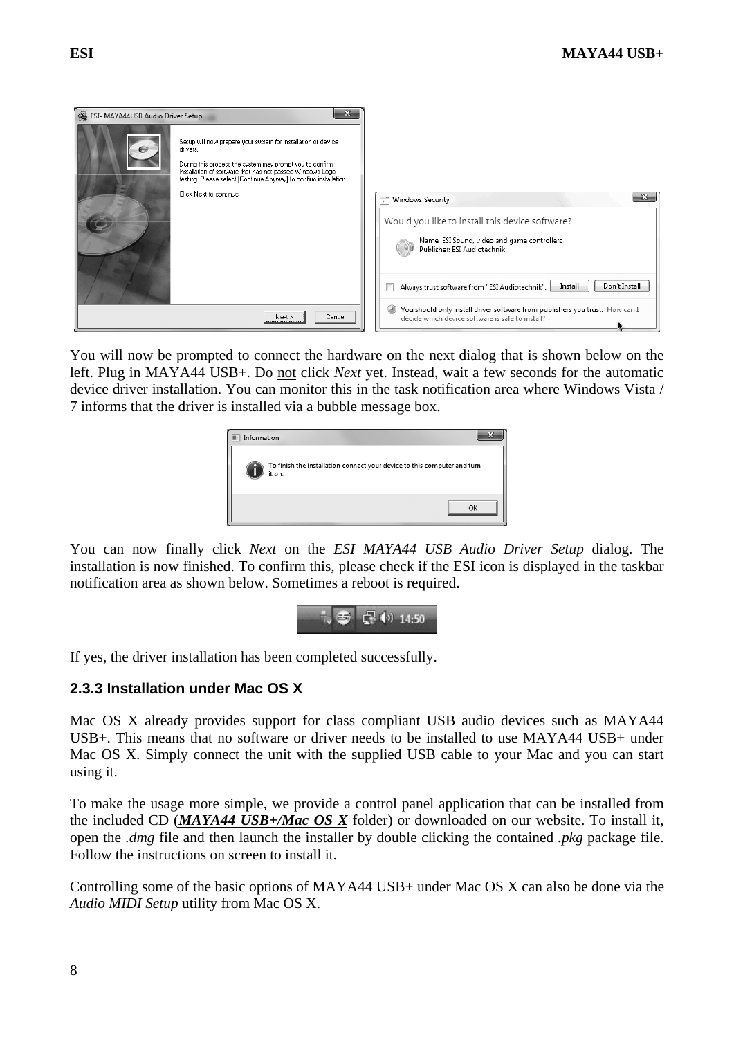You will now be prompted to connect the hardware on the next dialog that is shown below on the left. Plug in MAYA44 USB+. Do not click *Next* yet. Instead, wait a few seconds for the automatic device driver installation. You can monitor this in the task notification area where Windows Vista / 7 informs that the driver is installed via a bubble message box.

You can now finally click *Next* on the *ESI MAYA44 USB Audio Driver Setup* dialog. The installation is now finished. To confirm this, please check if the ESI icon is displayed in the taskbar notification area as shown below. Sometimes a reboot is required.

If yes, the driver installation has been completed successfully.

### 2.3.3 Installation under Mac OS X

Mac OS X already provides support for class compliant USB audio devices such as MAYA44 USB+. This means that no software or driver needs to be installed to use MAYA44 USB+ under Mac OS X. Simply connect the unit with the supplied USB cable to your Mac and you can start using it.

To make the usage more simple, we provide a control panel application that can be installed from the included CD (***MAYA44 USB+/Mac OS X*** folder) or downloaded on our website. To install it, open the *.dmg* file and then launch the installer by double clicking the contained *.pkg* package file. Follow the instructions on screen to install it.

Controlling some of the basic options of MAYA44 USB+ under Mac OS X can also be done via the *Audio MIDI Setup* utility from Mac OS X.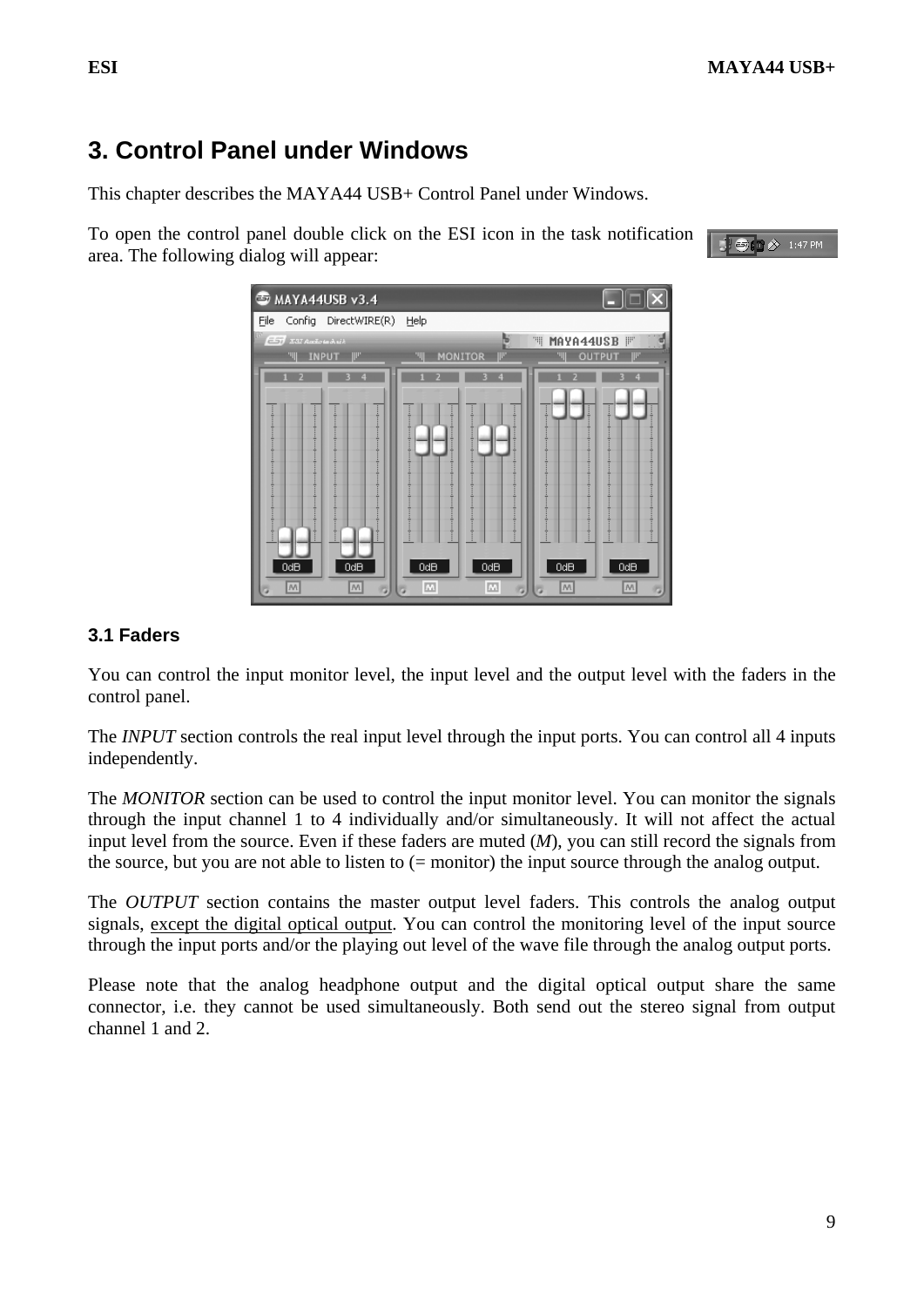# 3. Control Panel under Windows

This chapter describes the MAYA44 USB+ Control Panel under Windows.

To open the control panel double click on the ESI icon in the task notification area. The following dialog will appear:

## 3.1 Faders

You can control the input monitor level, the input level and the output level with the faders in the control panel.

The *INPUT* section controls the real input level through the input ports. You can control all 4 inputs independently.

The *MONITOR* section can be used to control the input monitor level. You can monitor the signals through the input channel 1 to 4 individually and/or simultaneously. It will not affect the actual input level from the source. Even if these faders are muted (*M*), you can still record the signals from the source, but you are not able to listen to (= monitor) the input source through the analog output.

The *OUTPUT* section contains the master output level faders. This controls the analog output signals, except the digital optical output. You can control the monitoring level of the input source through the input ports and/or the playing out level of the wave file through the analog output ports.

Please note that the analog headphone output and the digital optical output share the same connector, i.e. they cannot be used simultaneously. Both send out the stereo signal from output channel 1 and 2.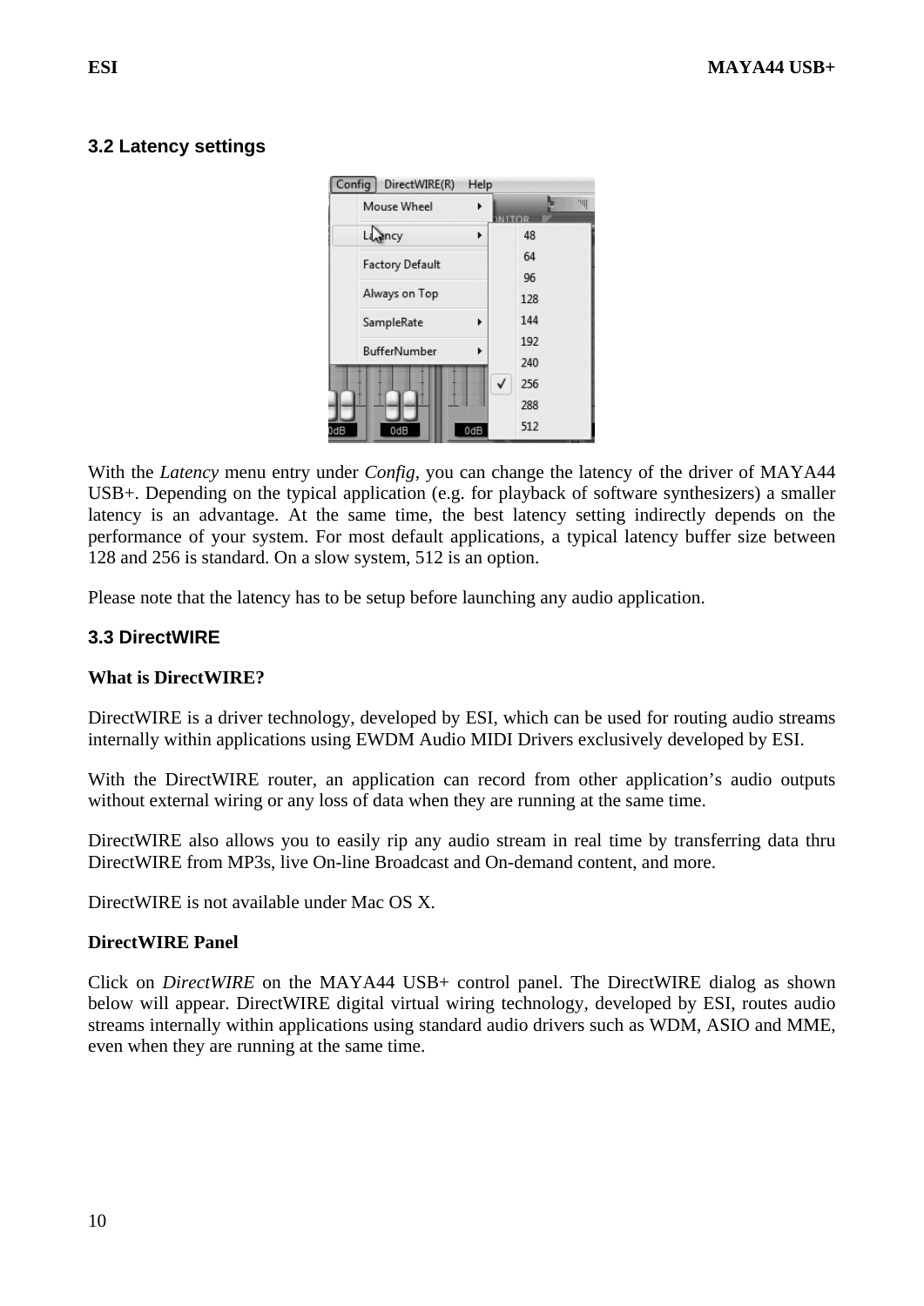### 3.2 Latency settings

With the *Latency* menu entry under *Config*, you can change the latency of the driver of MAYA44 USB+. Depending on the typical application (e.g. for playback of software synthesizers) a smaller latency is an advantage. At the same time, the best latency setting indirectly depends on the performance of your system. For most default applications, a typical latency buffer size between 128 and 256 is standard. On a slow system, 512 is an option.

Please note that the latency has to be setup before launching any audio application.

### 3.3 DirectWIRE

**What is DirectWIRE?**

DirectWIRE is a driver technology, developed by ESI, which can be used for routing audio streams internally within applications using EWDM Audio MIDI Drivers exclusively developed by ESI.

With the DirectWIRE router, an application can record from other application's audio outputs without external wiring or any loss of data when they are running at the same time.

DirectWIRE also allows you to easily rip any audio stream in real time by transferring data thru DirectWIRE from MP3s, live On-line Broadcast and On-demand content, and more.

DirectWIRE is not available under Mac OS X.

**DirectWIRE Panel**

Click on *DirectWIRE* on the MAYA44 USB+ control panel. The DirectWIRE dialog as shown below will appear. DirectWIRE digital virtual wiring technology, developed by ESI, routes audio streams internally within applications using standard audio drivers such as WDM, ASIO and MME, even when they are running at the same time.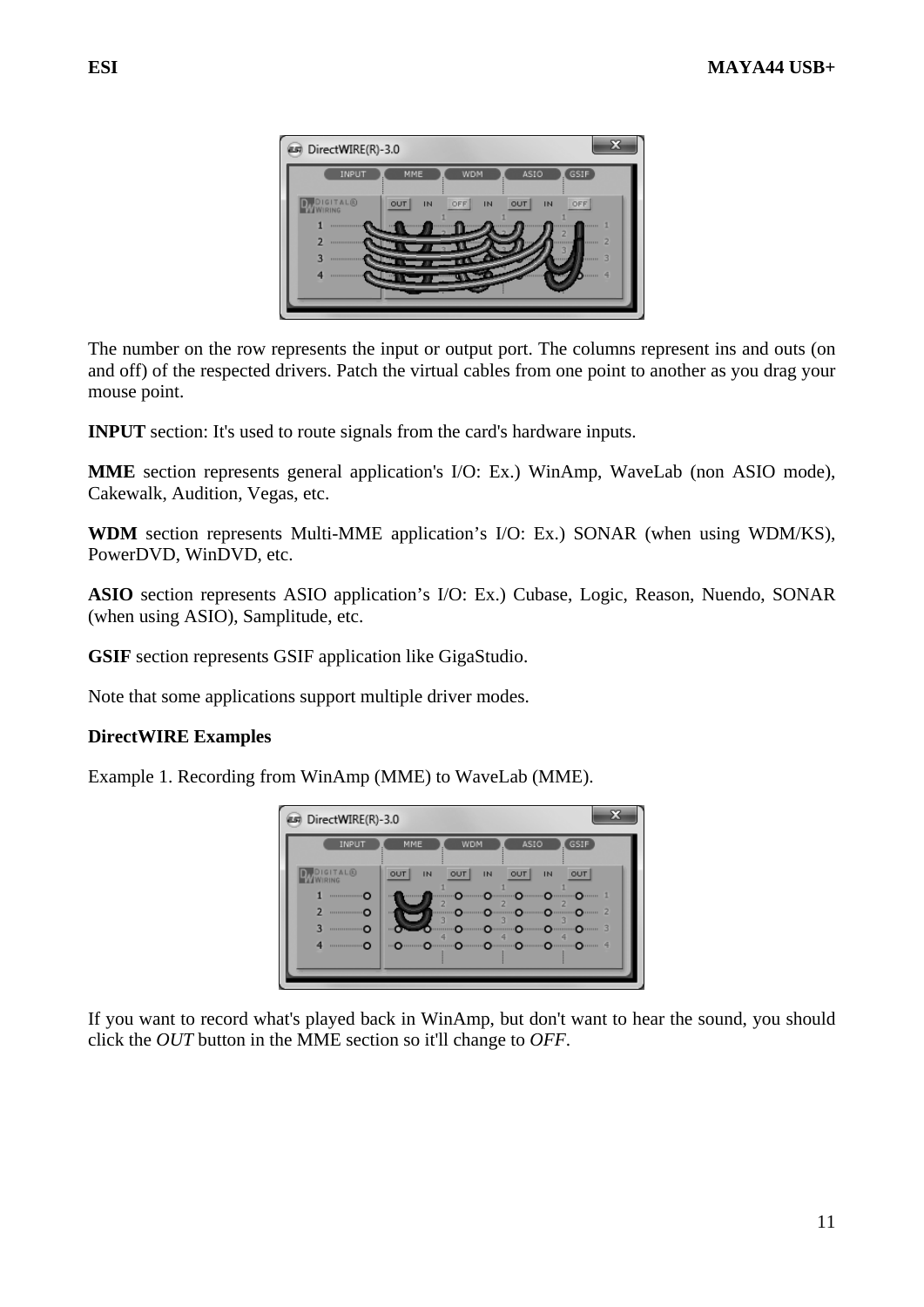The number on the row represents the input or output port. The columns represent ins and outs (on and off) of the respected drivers. Patch the virtual cables from one point to another as you drag your mouse point.

**INPUT** section: It's used to route signals from the card's hardware inputs.

**MME** section represents general application's I/O: Ex.) WinAmp, WaveLab (non ASIO mode), Cakewalk, Audition, Vegas, etc.

**WDM** section represents Multi-MME application's I/O: Ex.) SONAR (when using WDM/KS), PowerDVD, WinDVD, etc.

**ASIO** section represents ASIO application's I/O: Ex.) Cubase, Logic, Reason, Nuendo, SONAR (when using ASIO), Samplitude, etc.

**GSIF** section represents GSIF application like GigaStudio.

Note that some applications support multiple driver modes.

**DirectWIRE Examples**

Example 1. Recording from WinAmp (MME) to WaveLab (MME).

If you want to record what's played back in WinAmp, but don't want to hear the sound, you should click the *OUT* button in the MME section so it'll change to *OFF*.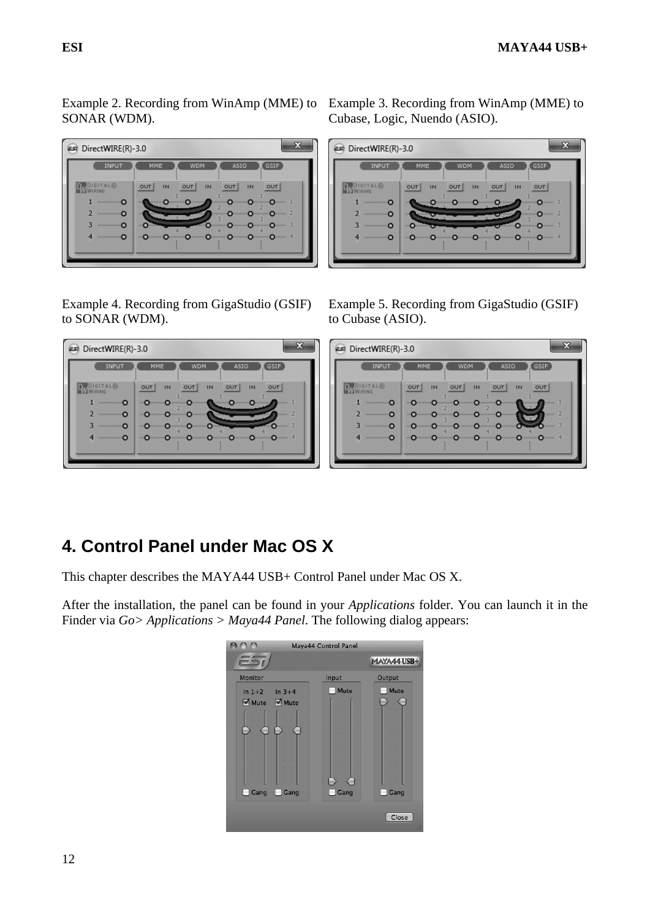Example 2. Recording from WinAmp (MME) to SONAR (WDM).

Example 3. Recording from WinAmp (MME) to Cubase, Logic, Nuendo (ASIO).

Example 4. Recording from GigaStudio (GSIF) to SONAR (WDM).

Example 5. Recording from GigaStudio (GSIF) to Cubase (ASIO).

## 4. Control Panel under Mac OS X

This chapter describes the MAYA44 USB+ Control Panel under Mac OS X.

After the installation, the panel can be found in your *Applications* folder. You can launch it in the Finder via *Go> Applications > Maya44 Panel*. The following dialog appears: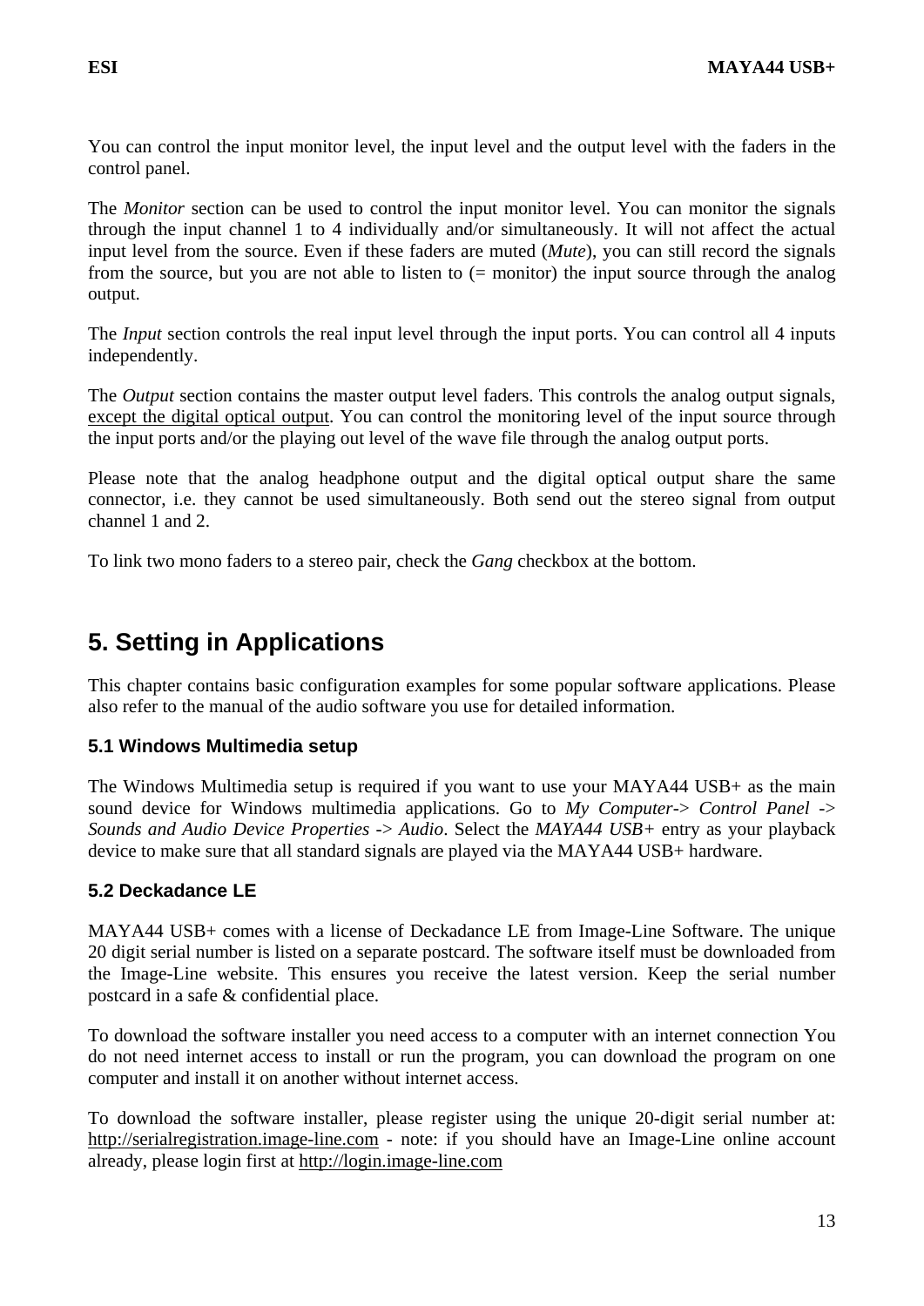You can control the input monitor level, the input level and the output level with the faders in the control panel.

The *Monitor* section can be used to control the input monitor level. You can monitor the signals through the input channel 1 to 4 individually and/or simultaneously. It will not affect the actual input level from the source. Even if these faders are muted (*Mute*), you can still record the signals from the source, but you are not able to listen to (= monitor) the input source through the analog output.

The *Input* section controls the real input level through the input ports. You can control all 4 inputs independently.

The *Output* section contains the master output level faders. This controls the analog output signals, <u>except the digital optical output</u>. You can control the monitoring level of the input source through the input ports and/or the playing out level of the wave file through the analog output ports.

Please note that the analog headphone output and the digital optical output share the same connector, i.e. they cannot be used simultaneously. Both send out the stereo signal from output channel 1 and 2.

To link two mono faders to a stereo pair, check the *Gang* checkbox at the bottom.

# 5. Setting in Applications

This chapter contains basic configuration examples for some popular software applications. Please also refer to the manual of the audio software you use for detailed information.

## 5.1 Windows Multimedia setup

The Windows Multimedia setup is required if you want to use your MAYA44 USB+ as the main sound device for Windows multimedia applications. Go to *My Computer-> Control Panel -> Sounds and Audio Device Properties -> Audio*. Select the *MAYA44 USB+* entry as your playback device to make sure that all standard signals are played via the MAYA44 USB+ hardware.

## 5.2 Deckadance LE

MAYA44 USB+ comes with a license of Deckadance LE from Image-Line Software. The unique 20 digit serial number is listed on a separate postcard. The software itself must be downloaded from the Image-Line website. This ensures you receive the latest version. Keep the serial number postcard in a safe & confidential place.

To download the software installer you need access to a computer with an internet connection You do not need internet access to install or run the program, you can download the program on one computer and install it on another without internet access.

To download the software installer, please register using the unique 20-digit serial number at: http://serialregistration.image-line.com - note: if you should have an Image-Line online account already, please login first at http://login.image-line.com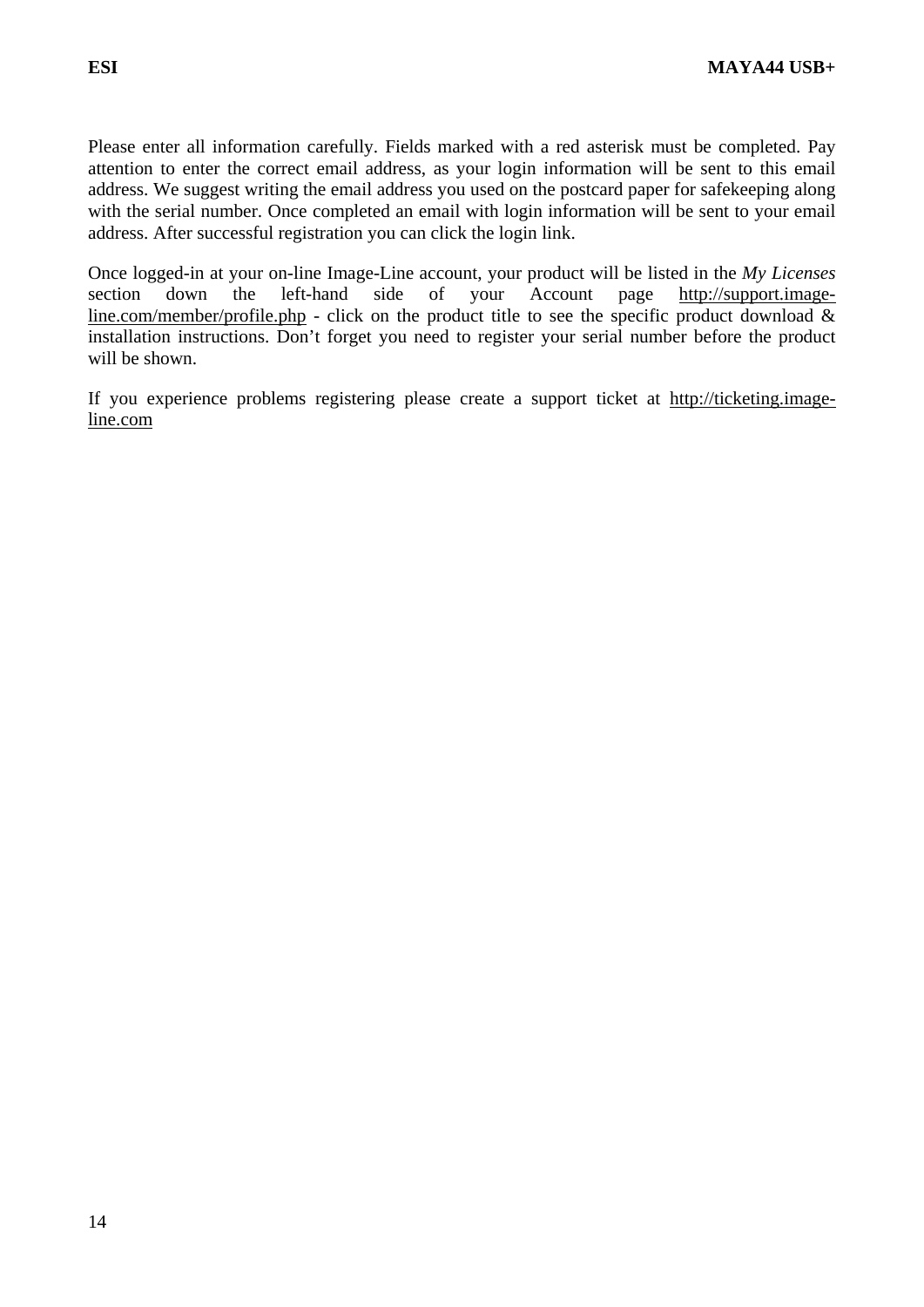Please enter all information carefully. Fields marked with a red asterisk must be completed. Pay attention to enter the correct email address, as your login information will be sent to this email address. We suggest writing the email address you used on the postcard paper for safekeeping along with the serial number. Once completed an email with login information will be sent to your email address. After successful registration you can click the login link.

Once logged-in at your on-line Image-Line account, your product will be listed in the *My Licenses* section down the left-hand side of your Account page http://support.image-line.com/member/profile.php - click on the product title to see the specific product download & installation instructions. Don't forget you need to register your serial number before the product will be shown.

If you experience problems registering please create a support ticket at http://ticketing.image-line.com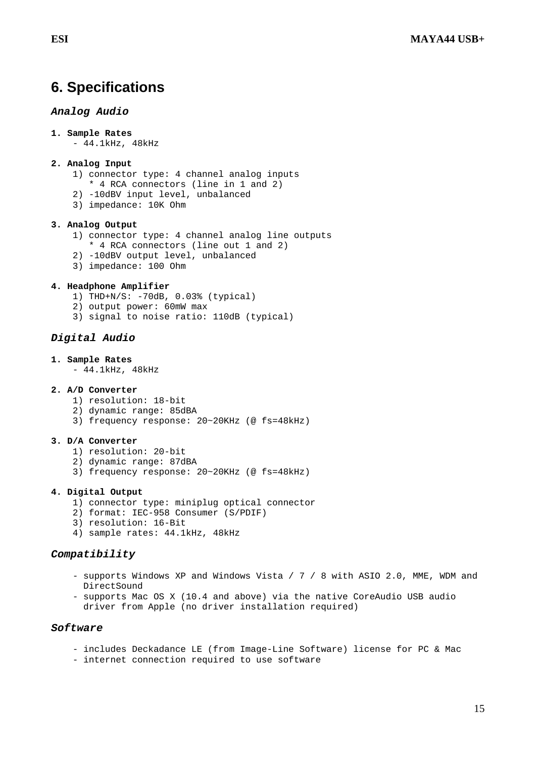# 6. Specifications

### *Analog Audio*

**1. Sample Rates**

- 44.1kHz, 48kHz

**2. Analog Input**

1) connector type: 4 channel analog inputs
   * 4 RCA connectors (line in 1 and 2)
2) -10dBV input level, unbalanced
3) impedance: 10K Ohm

**3. Analog Output**

1) connector type: 4 channel analog line outputs
   * 4 RCA connectors (line out 1 and 2)
2) -10dBV output level, unbalanced
3) impedance: 100 Ohm

**4. Headphone Amplifier**

1) THD+N/S: -70dB, 0.03% (typical)
2) output power: 60mW max
3) signal to noise ratio: 110dB (typical)

### *Digital Audio*

**1. Sample Rates**

- 44.1kHz, 48kHz

**2. A/D Converter**

1) resolution: 18-bit
2) dynamic range: 85dBA
3) frequency response: 20~20KHz (@ fs=48kHz)

**3. D/A Converter**

1) resolution: 20-bit
2) dynamic range: 87dBA
3) frequency response: 20~20KHz (@ fs=48kHz)

**4. Digital Output**

1) connector type: miniplug optical connector
2) format: IEC-958 Consumer (S/PDIF)
3) resolution: 16-Bit
4) sample rates: 44.1kHz, 48kHz

### *Compatibility*

- supports Windows XP and Windows Vista / 7 / 8 with ASIO 2.0, MME, WDM and DirectSound
- supports Mac OS X (10.4 and above) via the native CoreAudio USB audio driver from Apple (no driver installation required)

### *Software*

- includes Deckadance LE (from Image-Line Software) license for PC & Mac
- internet connection required to use software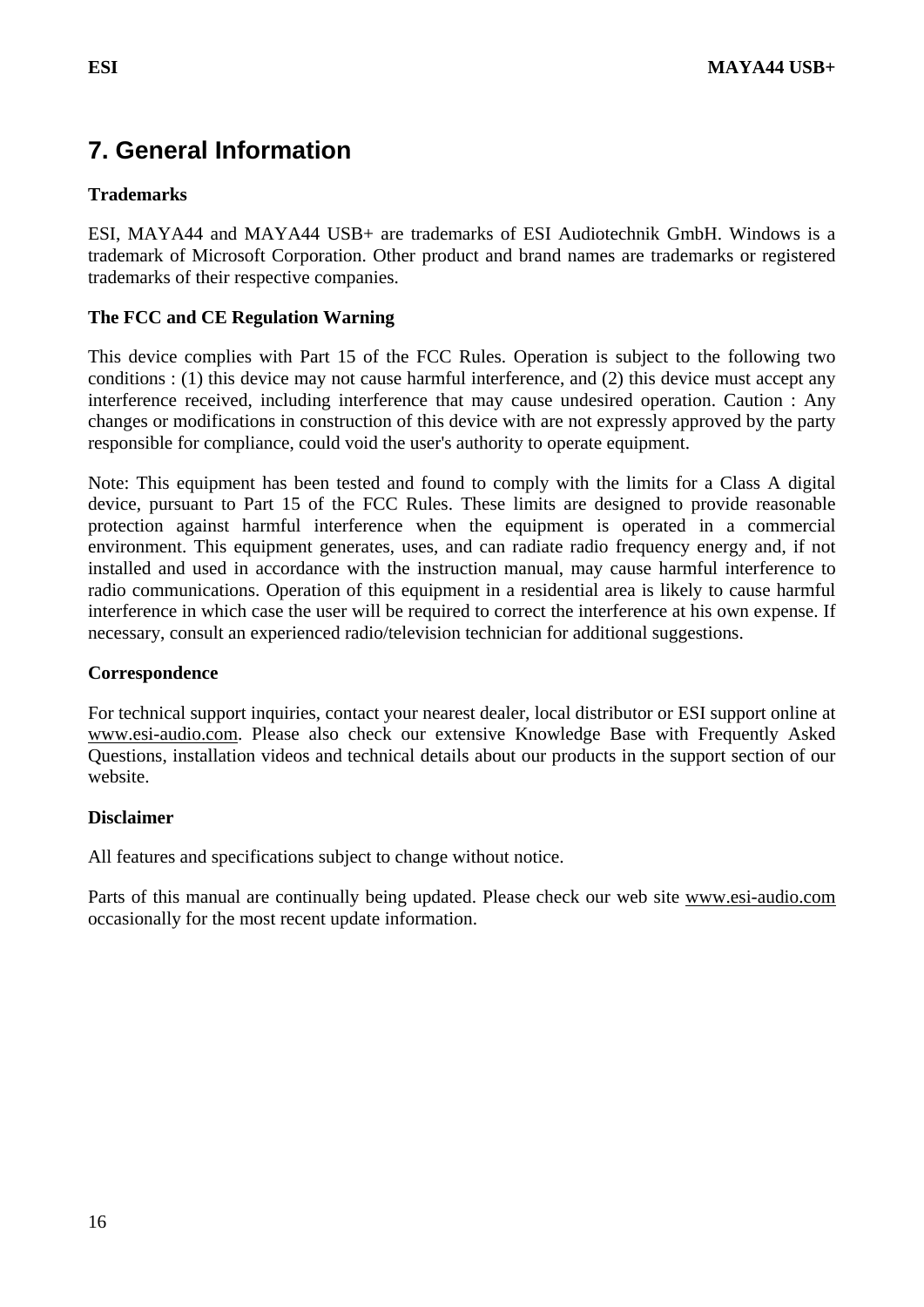# 7. General Information

**Trademarks**

ESI, MAYA44 and MAYA44 USB+ are trademarks of ESI Audiotechnik GmbH. Windows is a trademark of Microsoft Corporation. Other product and brand names are trademarks or registered trademarks of their respective companies.

**The FCC and CE Regulation Warning**

This device complies with Part 15 of the FCC Rules. Operation is subject to the following two conditions : (1) this device may not cause harmful interference, and (2) this device must accept any interference received, including interference that may cause undesired operation. Caution : Any changes or modifications in construction of this device with are not expressly approved by the party responsible for compliance, could void the user's authority to operate equipment.

Note: This equipment has been tested and found to comply with the limits for a Class A digital device, pursuant to Part 15 of the FCC Rules. These limits are designed to provide reasonable protection against harmful interference when the equipment is operated in a commercial environment. This equipment generates, uses, and can radiate radio frequency energy and, if not installed and used in accordance with the instruction manual, may cause harmful interference to radio communications. Operation of this equipment in a residential area is likely to cause harmful interference in which case the user will be required to correct the interference at his own expense. If necessary, consult an experienced radio/television technician for additional suggestions.

**Correspondence**

For technical support inquiries, contact your nearest dealer, local distributor or ESI support online at www.esi-audio.com. Please also check our extensive Knowledge Base with Frequently Asked Questions, installation videos and technical details about our products in the support section of our website.

**Disclaimer**

All features and specifications subject to change without notice.

Parts of this manual are continually being updated. Please check our web site www.esi-audio.com occasionally for the most recent update information.